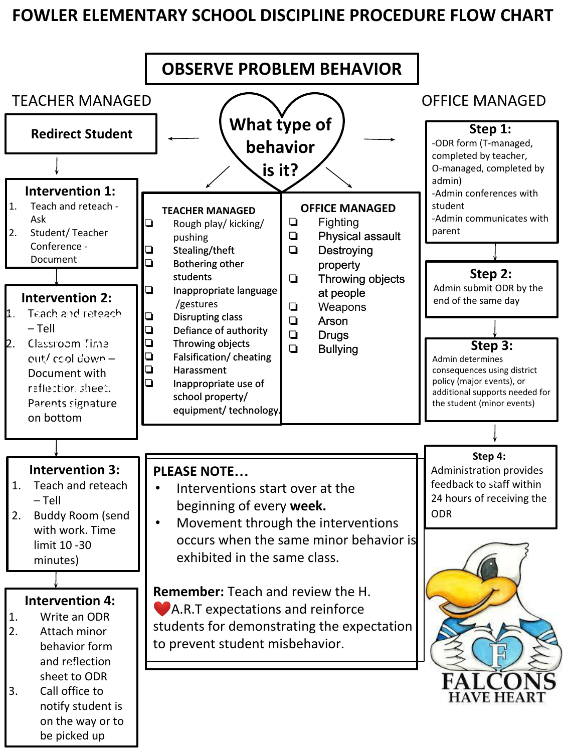# FOWLER ELEMENTARY SCHOOL DISCIPLINE PROCEDURE FLOW CHART

## OBSERVE PROBLEM BEHAVIOR

**What type of behavior is it?**

| TEACHER MANAGED | OFFICE MANAGED |
|---|---|
| ❑ Rough play/ kicking/ pushing | ❑ Fighting |
| ❑ Stealing/theft | ❑ Physical assault |
| ❑ Bothering other students | ❑ Destroying property |
| ❑ Inappropriate language /gestures | ❑ Throwing objects at people |
| ❑ Disrupting class | ❑ Weapons |
| ❑ Defiance of authority | ❑ Arson |
| ❑ Throwing objects | ❑ Drugs |
| ❑ Falsification/ cheating | ❑ Bullying |
| ❑ Harassment | |
| ❑ Inappropriate use of school property/ equipment/ technology. | |

## TEACHER MANAGED

**Redirect Student**

**Intervention 1:**
1. Teach and reteach - Ask
2. Student/ Teacher Conference - Document

**Intervention 2:**
1. Teach and reteach – Tell
2. Classroom Time out/ cool down – Document with reflection sheet. Parents signature on bottom

**Intervention 3:**
1. Teach and reteach – Tell
2. Buddy Room (send with work. Time limit 10 -30 minutes)

**Intervention 4:**
1. Write an ODR
2. Attach minor behavior form and reflection sheet to ODR
3. Call office to notify student is on the way or to be picked up

## OFFICE MANAGED

**Step 1:**
- ODR form (T-managed, completed by teacher, O-managed, completed by admin)
- Admin conferences with student
- Admin communicates with parent

**Step 2:**
Admin submit ODR by the end of the same day

**Step 3:**
Admin determines consequences using district policy (major events), or additional supports needed for the student (minor events)

**Step 4:**
Administration provides feedback to staff within 24 hours of receiving the ODR

**PLEASE NOTE…**
- Interventions start over at the beginning of every **week.**
- Movement through the interventions occurs when the same minor behavior is exhibited in the same class.

**Remember:** Teach and review the H.❤A.R.T expectations and reinforce students for demonstrating the expectation to prevent student misbehavior.

FALCONS HAVE HEART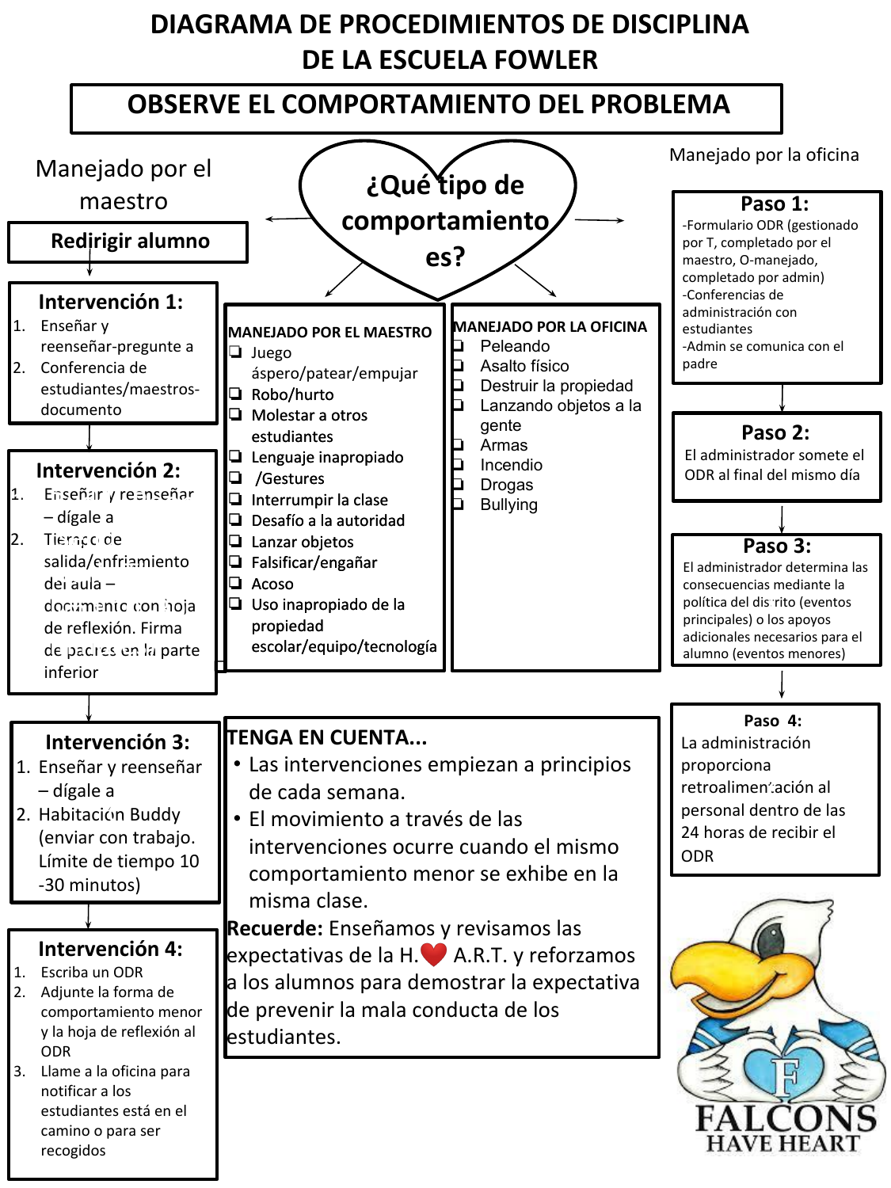# DIAGRAMA DE PROCEDIMIENTOS DE DISCIPLINA DE LA ESCUELA FOWLER

## OBSERVE EL COMPORTAMIENTO DEL PROBLEMA

**¿Qué tipo de comportamiento es?**

## Manejado por el maestro

### Redirigir alumno

### Intervención 1:

1. Enseñar y reenseñar-pregunte a
2. Conferencia de estudiantes/maestros-documento

### Intervención 2:

1. Enseñar y reenseñar – dígale a
2. Tiempo de salida/enfriamiento del aula – documento con hoja de reflexión. Firma de padres en la parte inferior

### Intervención 3:

1. Enseñar y reenseñar – dígale a
2. Habitación Buddy (enviar con trabajo. Límite de tiempo 10 -30 minutos)

### Intervención 4:

1. Escriba un ODR
2. Adjunte la forma de comportamiento menor y la hoja de reflexión al ODR
3. Llame a la oficina para notificar a los estudiantes está en el camino o para ser recogidos

**MANEJADO POR EL MAESTRO**

- Juego áspero/patear/empujar
- Robo/hurto
- Molestar a otros estudiantes
- Lenguaje inapropiado
- /Gestures
- Interrumpir la clase
- Desafío a la autoridad
- Lanzar objetos
- Falsificar/engañar
- Acoso
- Uso inapropiado de la propiedad escolar/equipo/tecnología

**MANEJADO POR LA OFICINA**

- Peleando
- Asalto físico
- Destruir la propiedad
- Lanzando objetos a la gente
- Armas
- Incendio
- Drogas
- Bullying

## Manejado por la oficina

### Paso 1:

- -Formulario ODR (gestionado por T, completado por el maestro, O-manejado, completado por admin)
- -Conferencias de administración con estudiantes
- -Admin se comunica con el padre

### Paso 2:

El administrador somete el ODR al final del mismo día

### Paso 3:

El administrador determina las consecuencias mediante la política del distrito (eventos principales) o los apoyos adicionales necesarios para el alumno (eventos menores)

### Paso 4:

La administración proporciona retroalimentación al personal dentro de las 24 horas de recibir el ODR

**TENGA EN CUENTA...**

- Las intervenciones empiezan a principios de cada semana.
- El movimiento a través de las intervenciones ocurre cuando el mismo comportamiento menor se exhibe en la misma clase.

**Recuerde:** Enseñamos y revisamos las expectativas de la H.❤ A.R.T. y reforzamos a los alumnos para demostrar la expectativa de prevenir la mala conducta de los estudiantes.

FALCONS HAVE HEART